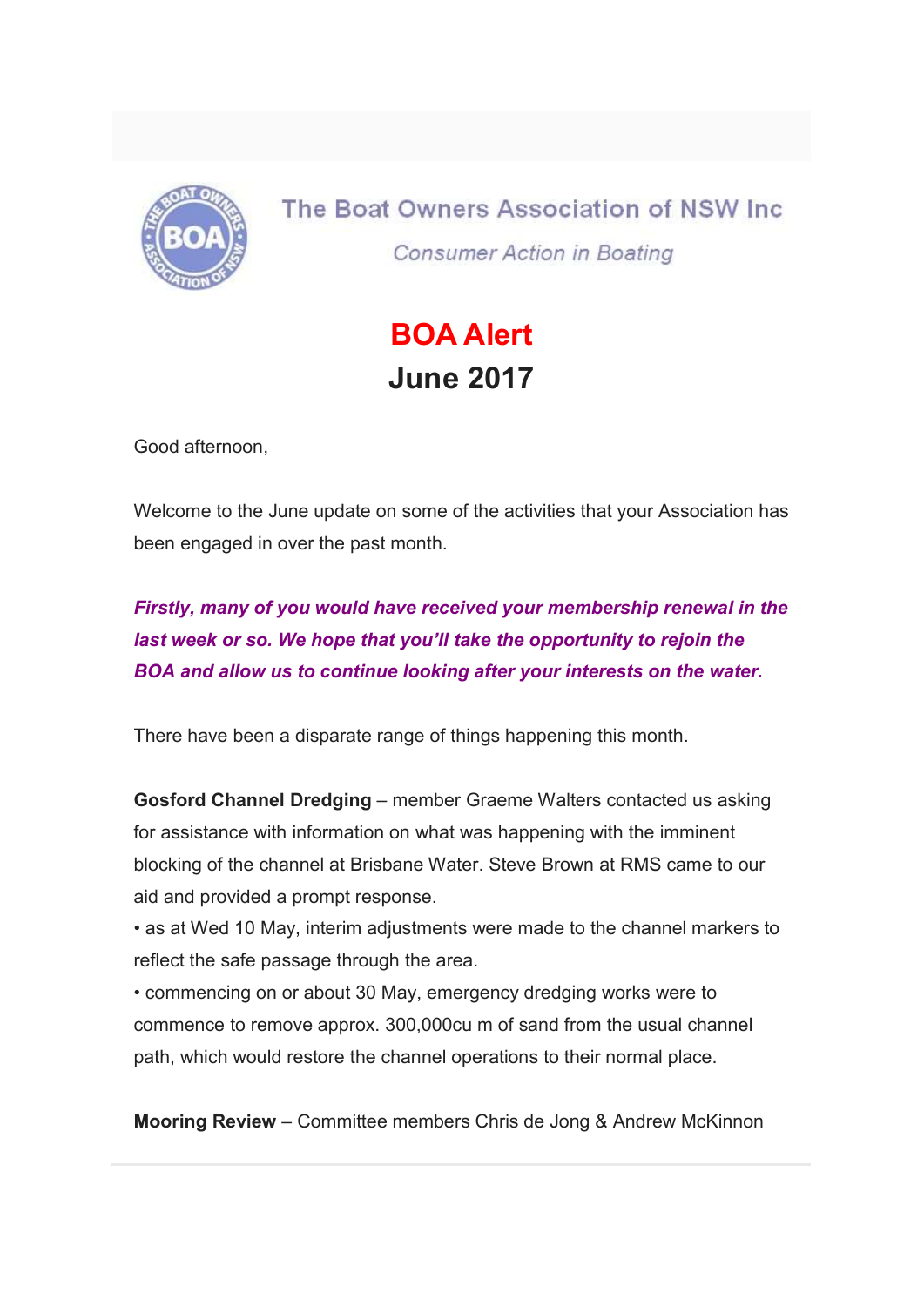# The Boat Owners Association of NSW Inc

*Consumer Action in Boating*

## BOA Alert
## June 2017

Good afternoon,

Welcome to the June update on some of the activities that your Association has been engaged in over the past month.

***Firstly, many of you would have received your membership renewal in the last week or so. We hope that you'll take the opportunity to rejoin the BOA and allow us to continue looking after your interests on the water.***

There have been a disparate range of things happening this month.

**Gosford Channel Dredging** – member Graeme Walters contacted us asking for assistance with information on what was happening with the imminent blocking of the channel at Brisbane Water. Steve Brown at RMS came to our aid and provided a prompt response.

- as at Wed 10 May, interim adjustments were made to the channel markers to reflect the safe passage through the area.
- commencing on or about 30 May, emergency dredging works were to commence to remove approx. 300,000cu m of sand from the usual channel path, which would restore the channel operations to their normal place.

**Mooring Review** – Committee members Chris de Jong & Andrew McKinnon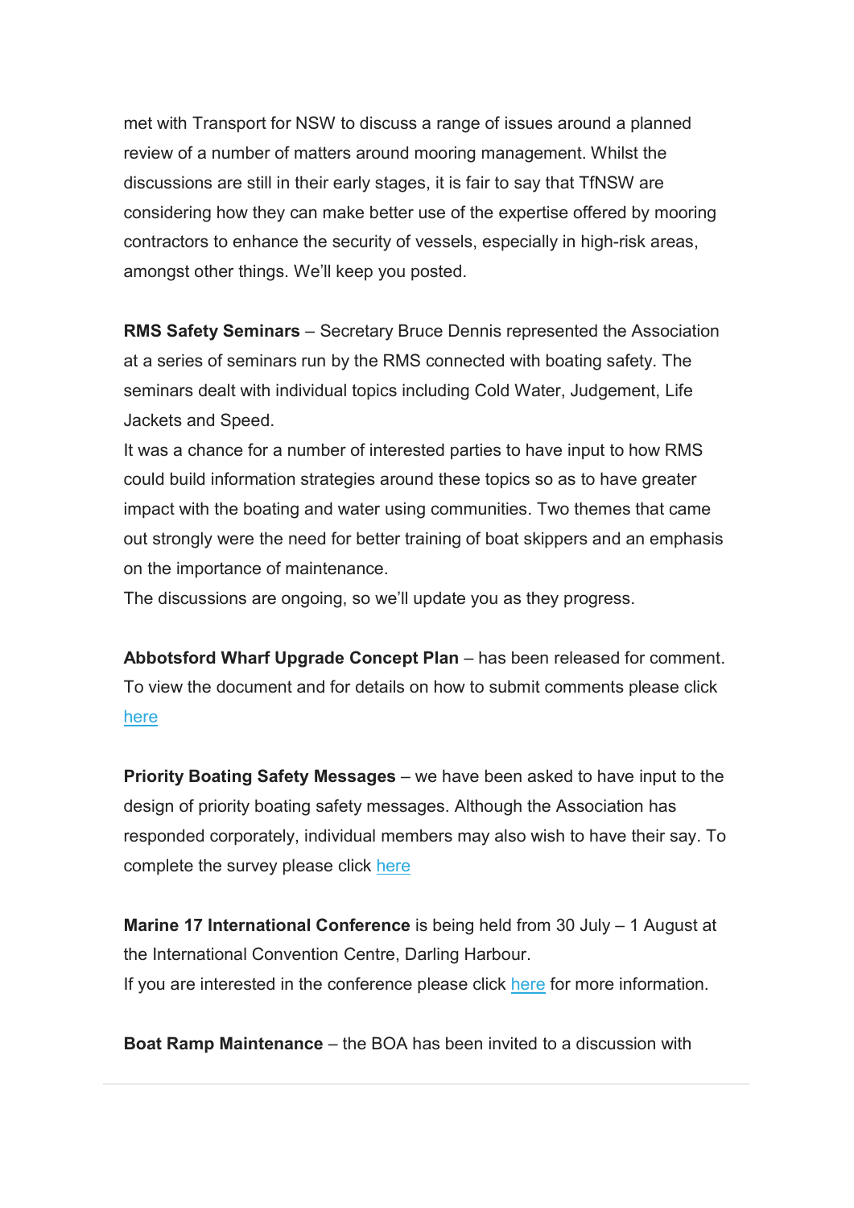met with Transport for NSW to discuss a range of issues around a planned review of a number of matters around mooring management. Whilst the discussions are still in their early stages, it is fair to say that TfNSW are considering how they can make better use of the expertise offered by mooring contractors to enhance the security of vessels, especially in high-risk areas, amongst other things. We'll keep you posted.

**RMS Safety Seminars** – Secretary Bruce Dennis represented the Association at a series of seminars run by the RMS connected with boating safety. The seminars dealt with individual topics including Cold Water, Judgement, Life Jackets and Speed.
It was a chance for a number of interested parties to have input to how RMS could build information strategies around these topics so as to have greater impact with the boating and water using communities. Two themes that came out strongly were the need for better training of boat skippers and an emphasis on the importance of maintenance.
The discussions are ongoing, so we'll update you as they progress.

**Abbotsford Wharf Upgrade Concept Plan** – has been released for comment. To view the document and for details on how to submit comments please click here

**Priority Boating Safety Messages** – we have been asked to have input to the design of priority boating safety messages. Although the Association has responded corporately, individual members may also wish to have their say. To complete the survey please click here

**Marine 17 International Conference** is being held from 30 July – 1 August at the International Convention Centre, Darling Harbour.
If you are interested in the conference please click here for more information.

**Boat Ramp Maintenance** – the BOA has been invited to a discussion with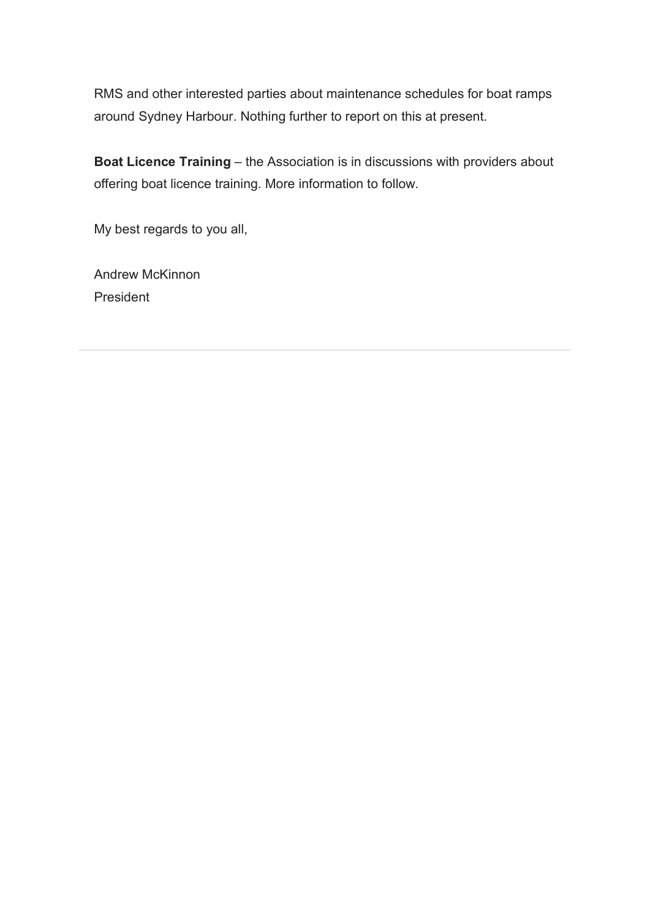RMS and other interested parties about maintenance schedules for boat ramps around Sydney Harbour. Nothing further to report on this at present.

**Boat Licence Training** – the Association is in discussions with providers about offering boat licence training. More information to follow.

My best regards to you all,

Andrew McKinnon
President